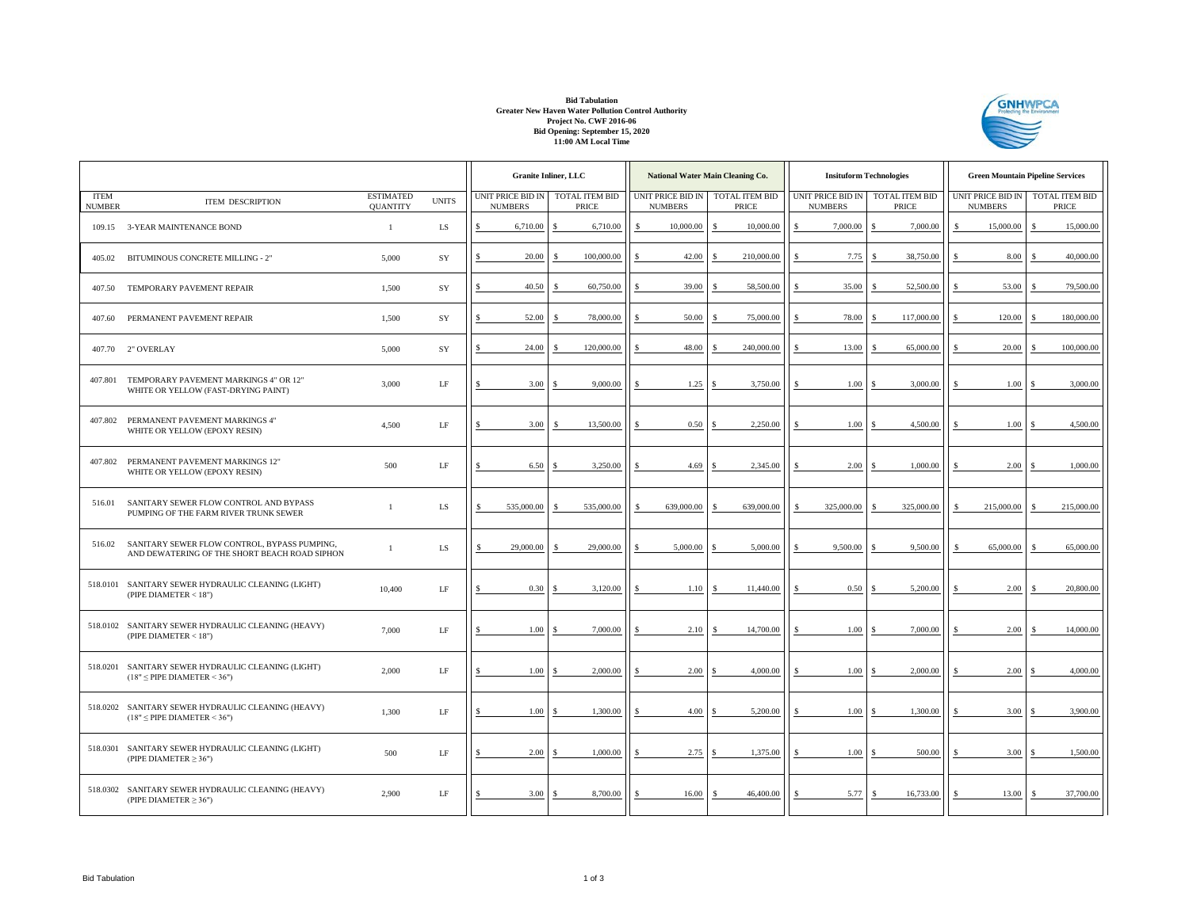**Bid Tabulation**
**Greater New Haven Water Pollution Control Authority**
**Project No. CWF 2016-06**
**Bid Opening: September 15, 2020**
**11:00 AM Local Time**

| | | | | Granite Inliner, LLC | | National Water Main Cleaning Co. | | Insituform Technologies | | Green Mountain Pipeline Services | |
|---|---|---|---|---|---|---|---|---|---|---|---|
| ITEM NUMBER | ITEM DESCRIPTION | ESTIMATED QUANTITY | UNITS | UNIT PRICE BID IN NUMBERS | TOTAL ITEM BID PRICE | UNIT PRICE BID IN NUMBERS | TOTAL ITEM BID PRICE | UNIT PRICE BID IN NUMBERS | TOTAL ITEM BID PRICE | UNIT PRICE BID IN NUMBERS | TOTAL ITEM BID PRICE |
| 109.15 | 3-YEAR MAINTENANCE BOND | 1 | LS | $ 6,710.00 | $ 6,710.00 | $ 10,000.00 | $ 10,000.00 | $ 7,000.00 | $ 7,000.00 | $ 15,000.00 | $ 15,000.00 |
| 405.02 | BITUMINOUS CONCRETE MILLING - 2" | 5,000 | SY | $ 20.00 | $ 100,000.00 | $ 42.00 | $ 210,000.00 | $ 7.75 | $ 38,750.00 | $ 8.00 | $ 40,000.00 |
| 407.50 | TEMPORARY PAVEMENT REPAIR | 1,500 | SY | $ 40.50 | $ 60,750.00 | $ 39.00 | $ 58,500.00 | $ 35.00 | $ 52,500.00 | $ 53.00 | $ 79,500.00 |
| 407.60 | PERMANENT PAVEMENT REPAIR | 1,500 | SY | $ 52.00 | $ 78,000.00 | $ 50.00 | $ 75,000.00 | $ 78.00 | $ 117,000.00 | $ 120.00 | $ 180,000.00 |
| 407.70 | 2" OVERLAY | 5,000 | SY | $ 24.00 | $ 120,000.00 | $ 48.00 | $ 240,000.00 | $ 13.00 | $ 65,000.00 | $ 20.00 | $ 100,000.00 |
| 407.801 | TEMPORARY PAVEMENT MARKINGS 4" OR 12" WHITE OR YELLOW (FAST-DRYING PAINT) | 3,000 | LF | $ 3.00 | $ 9,000.00 | $ 1.25 | $ 3,750.00 | $ 1.00 | $ 3,000.00 | $ 1.00 | $ 3,000.00 |
| 407.802 | PERMANENT PAVEMENT MARKINGS 4" WHITE OR YELLOW (EPOXY RESIN) | 4,500 | LF | $ 3.00 | $ 13,500.00 | $ 0.50 | $ 2,250.00 | $ 1.00 | $ 4,500.00 | $ 1.00 | $ 4,500.00 |
| 407.802 | PERMANENT PAVEMENT MARKINGS 12" WHITE OR YELLOW (EPOXY RESIN) | 500 | LF | $ 6.50 | $ 3,250.00 | $ 4.69 | $ 2,345.00 | $ 2.00 | $ 1,000.00 | $ 2.00 | $ 1,000.00 |
| 516.01 | SANITARY SEWER FLOW CONTROL AND BYPASS PUMPING OF THE FARM RIVER TRUNK SEWER | 1 | LS | $ 535,000.00 | $ 535,000.00 | $ 639,000.00 | $ 639,000.00 | $ 325,000.00 | $ 325,000.00 | $ 215,000.00 | $ 215,000.00 |
| 516.02 | SANITARY SEWER FLOW CONTROL, BYPASS PUMPING, AND DEWATERING OF THE SHORT BEACH ROAD SIPHON | 1 | LS | $ 29,000.00 | $ 29,000.00 | $ 5,000.00 | $ 5,000.00 | $ 9,500.00 | $ 9,500.00 | $ 65,000.00 | $ 65,000.00 |
| 518.0101 | SANITARY SEWER HYDRAULIC CLEANING (LIGHT) (PIPE DIAMETER < 18") | 10,400 | LF | $ 0.30 | $ 3,120.00 | $ 1.10 | $ 11,440.00 | $ 0.50 | $ 5,200.00 | $ 2.00 | $ 20,800.00 |
| 518.0102 | SANITARY SEWER HYDRAULIC CLEANING (HEAVY) (PIPE DIAMETER < 18") | 7,000 | LF | $ 1.00 | $ 7,000.00 | $ 2.10 | $ 14,700.00 | $ 1.00 | $ 7,000.00 | $ 2.00 | $ 14,000.00 |
| 518.0201 | SANITARY SEWER HYDRAULIC CLEANING (LIGHT) (18" ≤ PIPE DIAMETER < 36") | 2,000 | LF | $ 1.00 | $ 2,000.00 | $ 2.00 | $ 4,000.00 | $ 1.00 | $ 2,000.00 | $ 2.00 | $ 4,000.00 |
| 518.0202 | SANITARY SEWER HYDRAULIC CLEANING (HEAVY) (18" ≤ PIPE DIAMETER < 36") | 1,300 | LF | $ 1.00 | $ 1,300.00 | $ 4.00 | $ 5,200.00 | $ 1.00 | $ 1,300.00 | $ 3.00 | $ 3,900.00 |
| 518.0301 | SANITARY SEWER HYDRAULIC CLEANING (LIGHT) (PIPE DIAMETER ≥ 36") | 500 | LF | $ 2.00 | $ 1,000.00 | $ 2.75 | $ 1,375.00 | $ 1.00 | $ 500.00 | $ 3.00 | $ 1,500.00 |
| 518.0302 | SANITARY SEWER HYDRAULIC CLEANING (HEAVY) (PIPE DIAMETER ≥ 36") | 2,900 | LF | $ 3.00 | $ 8,700.00 | $ 16.00 | $ 46,400.00 | $ 5.77 | $ 16,733.00 | $ 13.00 | $ 37,700.00 |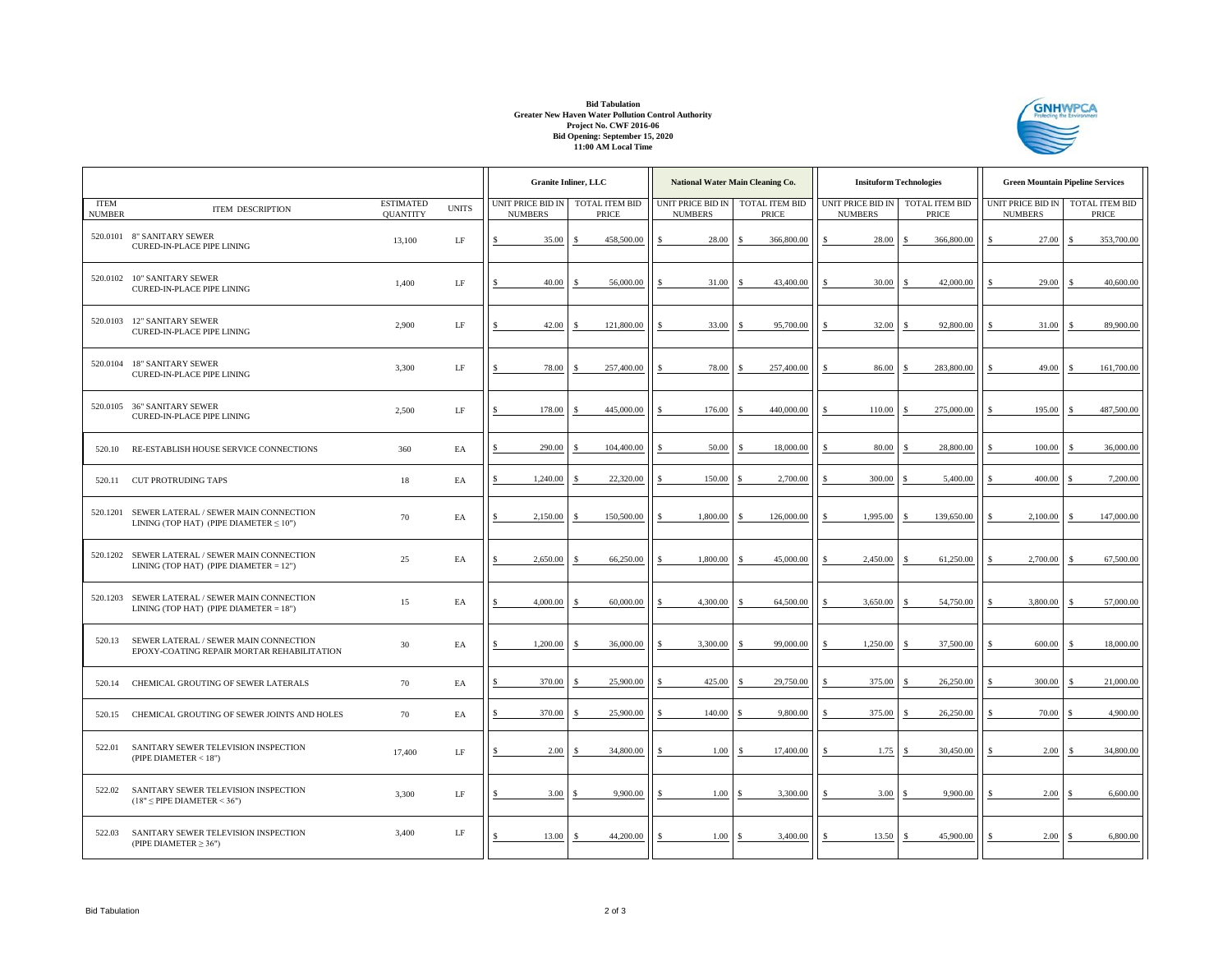**Bid Tabulation**
**Greater New Haven Water Pollution Control Authority**
**Project No. CWF 2016-06**
**Bid Opening: September 15, 2020**
**11:00 AM Local Time**

| | | | | Granite Inliner, LLC | | National Water Main Cleaning Co. | | Insituform Technologies | | Green Mountain Pipeline Services | |
|---|---|---|---|---|---|---|---|---|---|---|---|
| ITEM NUMBER | ITEM DESCRIPTION | ESTIMATED QUANTITY | UNITS | UNIT PRICE BID IN NUMBERS | TOTAL ITEM BID PRICE | UNIT PRICE BID IN NUMBERS | TOTAL ITEM BID PRICE | UNIT PRICE BID IN NUMBERS | TOTAL ITEM BID PRICE | UNIT PRICE BID IN NUMBERS | TOTAL ITEM BID PRICE |
| 520.0101 | 8" SANITARY SEWER CURED-IN-PLACE PIPE LINING | 13,100 | LF | $ 35.00 | $ 458,500.00 | $ 28.00 | $ 366,800.00 | $ 28.00 | $ 366,800.00 | $ 27.00 | $ 353,700.00 |
| 520.0102 | 10" SANITARY SEWER CURED-IN-PLACE PIPE LINING | 1,400 | LF | $ 40.00 | $ 56,000.00 | $ 31.00 | $ 43,400.00 | $ 30.00 | $ 42,000.00 | $ 29.00 | $ 40,600.00 |
| 520.0103 | 12" SANITARY SEWER CURED-IN-PLACE PIPE LINING | 2,900 | LF | $ 42.00 | $ 121,800.00 | $ 33.00 | $ 95,700.00 | $ 32.00 | $ 92,800.00 | $ 31.00 | $ 89,900.00 |
| 520.0104 | 18" SANITARY SEWER CURED-IN-PLACE PIPE LINING | 3,300 | LF | $ 78.00 | $ 257,400.00 | $ 78.00 | $ 257,400.00 | $ 86.00 | $ 283,800.00 | $ 49.00 | $ 161,700.00 |
| 520.0105 | 36" SANITARY SEWER CURED-IN-PLACE PIPE LINING | 2,500 | LF | $ 178.00 | $ 445,000.00 | $ 176.00 | $ 440,000.00 | $ 110.00 | $ 275,000.00 | $ 195.00 | $ 487,500.00 |
| 520.10 | RE-ESTABLISH HOUSE SERVICE CONNECTIONS | 360 | EA | $ 290.00 | $ 104,400.00 | $ 50.00 | $ 18,000.00 | $ 80.00 | $ 28,800.00 | $ 100.00 | $ 36,000.00 |
| 520.11 | CUT PROTRUDING TAPS | 18 | EA | $ 1,240.00 | $ 22,320.00 | $ 150.00 | $ 2,700.00 | $ 300.00 | $ 5,400.00 | $ 400.00 | $ 7,200.00 |
| 520.1201 | SEWER LATERAL / SEWER MAIN CONNECTION LINING (TOP HAT) (PIPE DIAMETER ≤ 10") | 70 | EA | $ 2,150.00 | $ 150,500.00 | $ 1,800.00 | $ 126,000.00 | $ 1,995.00 | $ 139,650.00 | $ 2,100.00 | $ 147,000.00 |
| 520.1202 | SEWER LATERAL / SEWER MAIN CONNECTION LINING (TOP HAT) (PIPE DIAMETER = 12") | 25 | EA | $ 2,650.00 | $ 66,250.00 | $ 1,800.00 | $ 45,000.00 | $ 2,450.00 | $ 61,250.00 | $ 2,700.00 | $ 67,500.00 |
| 520.1203 | SEWER LATERAL / SEWER MAIN CONNECTION LINING (TOP HAT) (PIPE DIAMETER = 18") | 15 | EA | $ 4,000.00 | $ 60,000.00 | $ 4,300.00 | $ 64,500.00 | $ 3,650.00 | $ 54,750.00 | $ 3,800.00 | $ 57,000.00 |
| 520.13 | SEWER LATERAL / SEWER MAIN CONNECTION EPOXY-COATING REPAIR MORTAR REHABILITATION | 30 | EA | $ 1,200.00 | $ 36,000.00 | $ 3,300.00 | $ 99,000.00 | $ 1,250.00 | $ 37,500.00 | $ 600.00 | $ 18,000.00 |
| 520.14 | CHEMICAL GROUTING OF SEWER LATERALS | 70 | EA | $ 370.00 | $ 25,900.00 | $ 425.00 | $ 29,750.00 | $ 375.00 | $ 26,250.00 | $ 300.00 | $ 21,000.00 |
| 520.15 | CHEMICAL GROUTING OF SEWER JOINTS AND HOLES | 70 | EA | $ 370.00 | $ 25,900.00 | $ 140.00 | $ 9,800.00 | $ 375.00 | $ 26,250.00 | $ 70.00 | $ 4,900.00 |
| 522.01 | SANITARY SEWER TELEVISION INSPECTION (PIPE DIAMETER < 18") | 17,400 | LF | $ 2.00 | $ 34,800.00 | $ 1.00 | $ 17,400.00 | $ 1.75 | $ 30,450.00 | $ 2.00 | $ 34,800.00 |
| 522.02 | SANITARY SEWER TELEVISION INSPECTION (18" ≤ PIPE DIAMETER < 36") | 3,300 | LF | $ 3.00 | $ 9,900.00 | $ 1.00 | $ 3,300.00 | $ 3.00 | $ 9,900.00 | $ 2.00 | $ 6,600.00 |
| 522.03 | SANITARY SEWER TELEVISION INSPECTION (PIPE DIAMETER ≥ 36") | 3,400 | LF | $ 13.00 | $ 44,200.00 | $ 1.00 | $ 3,400.00 | $ 13.50 | $ 45,900.00 | $ 2.00 | $ 6,800.00 |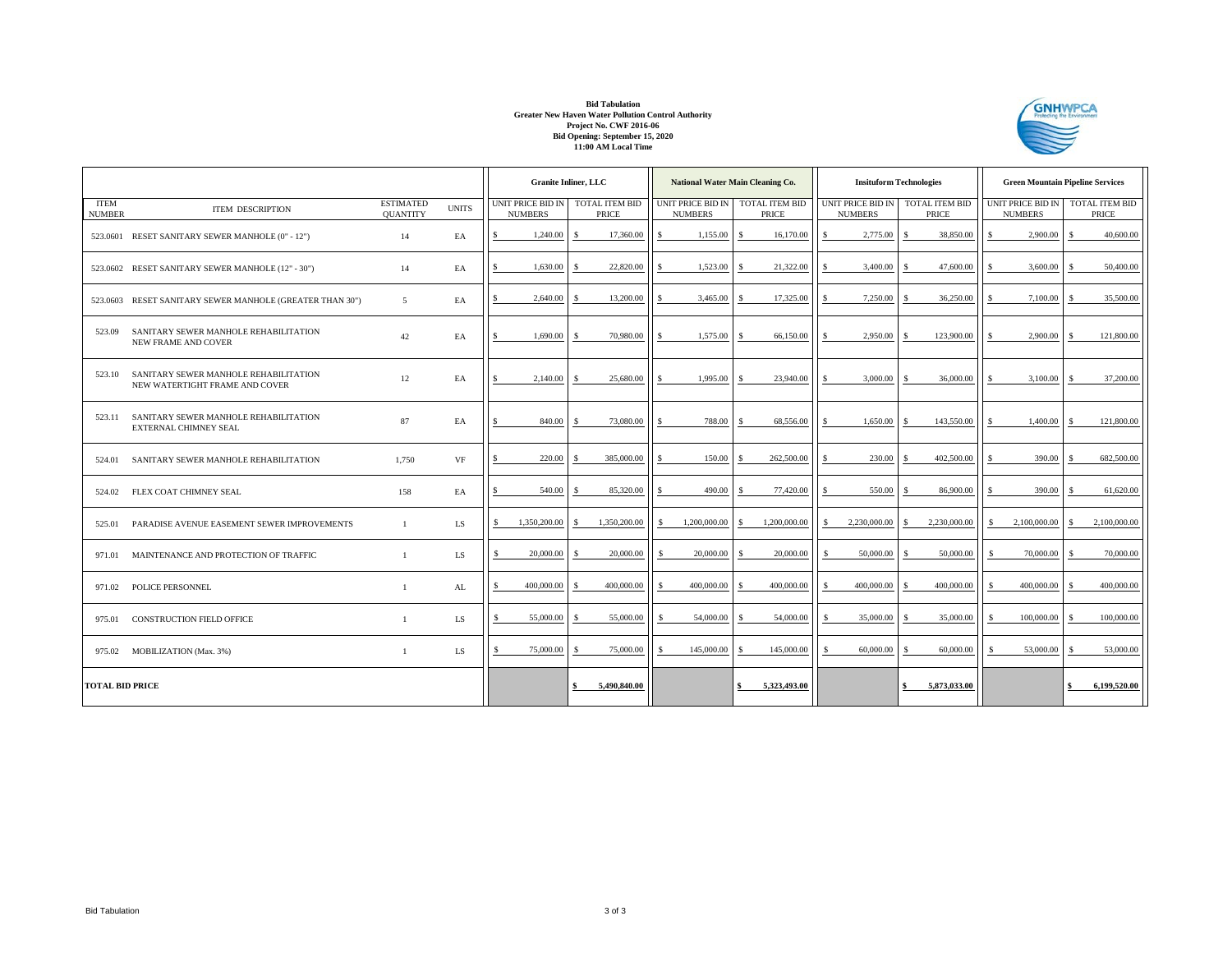**Bid Tabulation**
**Greater New Haven Water Pollution Control Authority**
**Project No. CWF 2016-06**
**Bid Opening: September 15, 2020**
**11:00 AM Local Time**

| | | | | Granite Inliner, LLC | | National Water Main Cleaning Co. | | Insituform Technologies | | Green Mountain Pipeline Services | |
|---|---|---|---|---|---|---|---|---|---|---|---|
| ITEM NUMBER | ITEM DESCRIPTION | ESTIMATED QUANTITY | UNITS | UNIT PRICE BID IN NUMBERS | TOTAL ITEM BID PRICE | UNIT PRICE BID IN NUMBERS | TOTAL ITEM BID PRICE | UNIT PRICE BID IN NUMBERS | TOTAL ITEM BID PRICE | UNIT PRICE BID IN NUMBERS | TOTAL ITEM BID PRICE |
| 523.0601 | RESET SANITARY SEWER MANHOLE (0" - 12") | 14 | EA | $ 1,240.00 | $ 17,360.00 | $ 1,155.00 | $ 16,170.00 | $ 2,775.00 | $ 38,850.00 | $ 2,900.00 | $ 40,600.00 |
| 523.0602 | RESET SANITARY SEWER MANHOLE (12" - 30") | 14 | EA | $ 1,630.00 | $ 22,820.00 | $ 1,523.00 | $ 21,322.00 | $ 3,400.00 | $ 47,600.00 | $ 3,600.00 | $ 50,400.00 |
| 523.0603 | RESET SANITARY SEWER MANHOLE (GREATER THAN 30") | 5 | EA | $ 2,640.00 | $ 13,200.00 | $ 3,465.00 | $ 17,325.00 | $ 7,250.00 | $ 36,250.00 | $ 7,100.00 | $ 35,500.00 |
| 523.09 | SANITARY SEWER MANHOLE REHABILITATION NEW FRAME AND COVER | 42 | EA | $ 1,690.00 | $ 70,980.00 | $ 1,575.00 | $ 66,150.00 | $ 2,950.00 | $ 123,900.00 | $ 2,900.00 | $ 121,800.00 |
| 523.10 | SANITARY SEWER MANHOLE REHABILITATION NEW WATERTIGHT FRAME AND COVER | 12 | EA | $ 2,140.00 | $ 25,680.00 | $ 1,995.00 | $ 23,940.00 | $ 3,000.00 | $ 36,000.00 | $ 3,100.00 | $ 37,200.00 |
| 523.11 | SANITARY SEWER MANHOLE REHABILITATION EXTERNAL CHIMNEY SEAL | 87 | EA | $ 840.00 | $ 73,080.00 | $ 788.00 | $ 68,556.00 | $ 1,650.00 | $ 143,550.00 | $ 1,400.00 | $ 121,800.00 |
| 524.01 | SANITARY SEWER MANHOLE REHABILITATION | 1,750 | VF | $ 220.00 | $ 385,000.00 | $ 150.00 | $ 262,500.00 | $ 230.00 | $ 402,500.00 | $ 390.00 | $ 682,500.00 |
| 524.02 | FLEX COAT CHIMNEY SEAL | 158 | EA | $ 540.00 | $ 85,320.00 | $ 490.00 | $ 77,420.00 | $ 550.00 | $ 86,900.00 | $ 390.00 | $ 61,620.00 |
| 525.01 | PARADISE AVENUE EASEMENT SEWER IMPROVEMENTS | 1 | LS | $ 1,350,200.00 | $ 1,350,200.00 | $ 1,200,000.00 | $ 1,200,000.00 | $ 2,230,000.00 | $ 2,230,000.00 | $ 2,100,000.00 | $ 2,100,000.00 |
| 971.01 | MAINTENANCE AND PROTECTION OF TRAFFIC | 1 | LS | $ 20,000.00 | $ 20,000.00 | $ 20,000.00 | $ 20,000.00 | $ 50,000.00 | $ 50,000.00 | $ 70,000.00 | $ 70,000.00 |
| 971.02 | POLICE PERSONNEL | 1 | AL | $ 400,000.00 | $ 400,000.00 | $ 400,000.00 | $ 400,000.00 | $ 400,000.00 | $ 400,000.00 | $ 400,000.00 | $ 400,000.00 |
| 975.01 | CONSTRUCTION FIELD OFFICE | 1 | LS | $ 55,000.00 | $ 55,000.00 | $ 54,000.00 | $ 54,000.00 | $ 35,000.00 | $ 35,000.00 | $ 100,000.00 | $ 100,000.00 |
| 975.02 | MOBILIZATION (Max. 3%) | 1 | LS | $ 75,000.00 | $ 75,000.00 | $ 145,000.00 | $ 145,000.00 | $ 60,000.00 | $ 60,000.00 | $ 53,000.00 | $ 53,000.00 |
| **TOTAL BID PRICE** | | | | | **$ 5,490,840.00** | | **$ 5,323,493.00** | | **$ 5,873,033.00** | | **$ 6,199,520.00** |